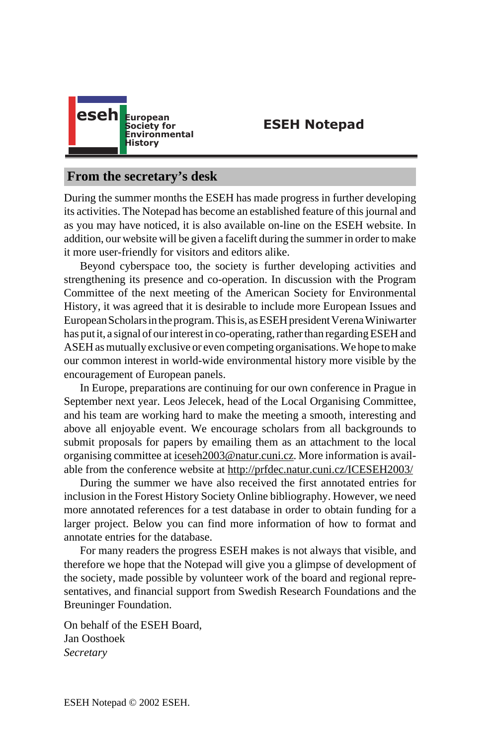eseh European Society for Environmental History

# ESEH Notepad

## From the secretary's desk

During the summer months the ESEH has made progress in further developing its activities. The Notepad has become an established feature of this journal and as you may have noticed, it is also available on-line on the ESEH website. In addition, our website will be given a facelift during the summer in order to make it more user-friendly for visitors and editors alike.

Beyond cyberspace too, the society is further developing activities and strengthening its presence and co-operation. In discussion with the Program Committee of the next meeting of the American Society for Environmental History, it was agreed that it is desirable to include more European Issues and European Scholars in the program. This is, as ESEH president Verena Winiwarter has put it, a signal of our interest in co-operating, rather than regarding ESEH and ASEH as mutually exclusive or even competing organisations. We hope to make our common interest in world-wide environmental history more visible by the encouragement of European panels.

In Europe, preparations are continuing for our own conference in Prague in September next year. Leos Jelecek, head of the Local Organising Committee, and his team are working hard to make the meeting a smooth, interesting and above all enjoyable event. We encourage scholars from all backgrounds to submit proposals for papers by emailing them as an attachment to the local organising committee at iceseh2003@natur.cuni.cz. More information is available from the conference website at http://prfdec.natur.cuni.cz/ICESEH2003/

During the summer we have also received the first annotated entries for inclusion in the Forest History Society Online bibliography. However, we need more annotated references for a test database in order to obtain funding for a larger project. Below you can find more information of how to format and annotate entries for the database.

For many readers the progress ESEH makes is not always that visible, and therefore we hope that the Notepad will give you a glimpse of development of the society, made possible by volunteer work of the board and regional representatives, and financial support from Swedish Research Foundations and the Breuninger Foundation.

On behalf of the ESEH Board,
Jan Oosthoek
*Secretary*

ESEH Notepad © 2002 ESEH.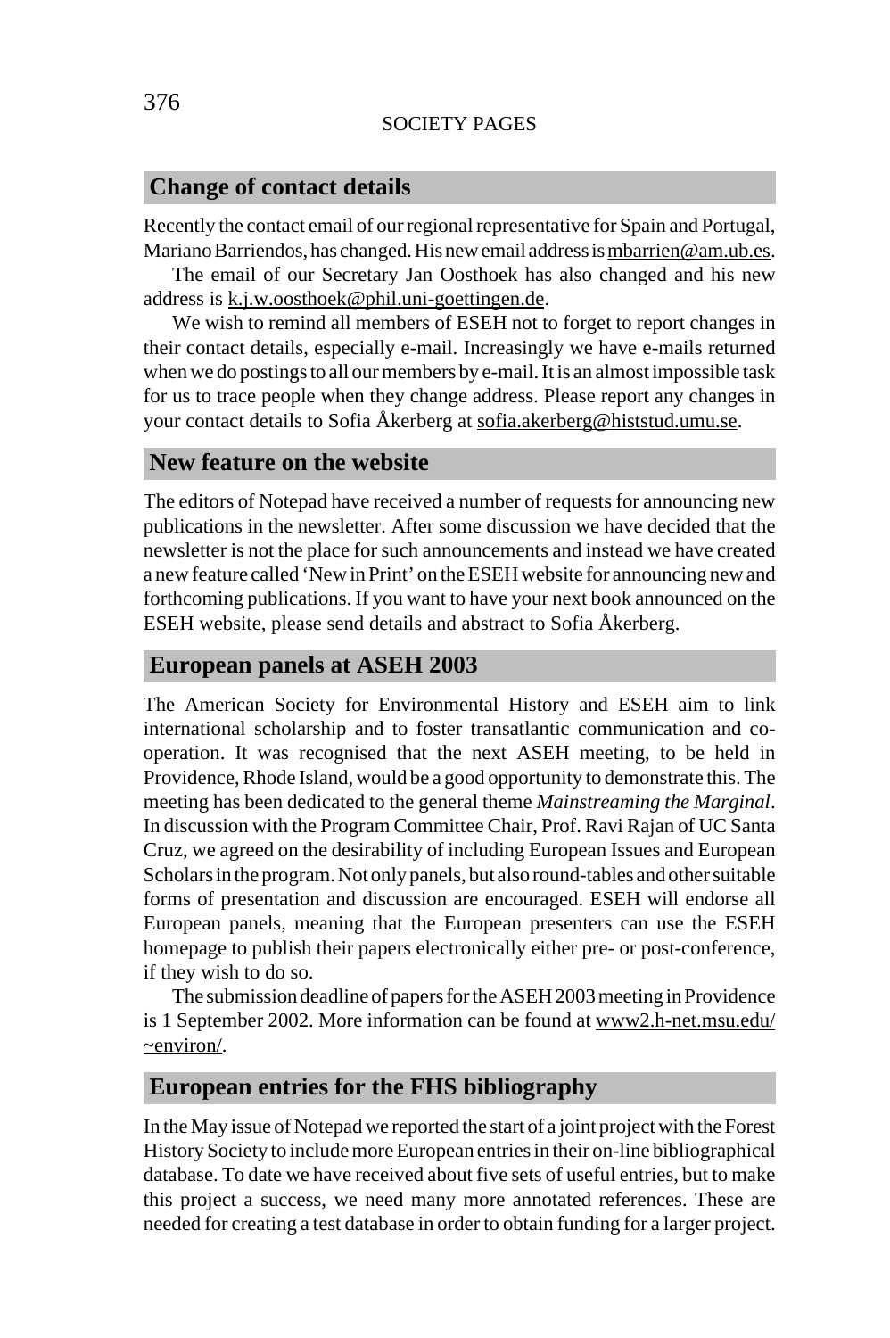## Change of contact details

Recently the contact email of our regional representative for Spain and Portugal, Mariano Barriendos, has changed. His new email address is mbarrien@am.ub.es.

The email of our Secretary Jan Oosthoek has also changed and his new address is k.j.w.oosthoek@phil.uni-goettingen.de.

We wish to remind all members of ESEH not to forget to report changes in their contact details, especially e-mail. Increasingly we have e-mails returned when we do postings to all our members by e-mail. It is an almost impossible task for us to trace people when they change address. Please report any changes in your contact details to Sofia Åkerberg at sofia.akerberg@histstud.umu.se.

## New feature on the website

The editors of Notepad have received a number of requests for announcing new publications in the newsletter. After some discussion we have decided that the newsletter is not the place for such announcements and instead we have created a new feature called 'New in Print' on the ESEH website for announcing new and forthcoming publications. If you want to have your next book announced on the ESEH website, please send details and abstract to Sofia Åkerberg.

## European panels at ASEH 2003

The American Society for Environmental History and ESEH aim to link international scholarship and to foster transatlantic communication and co-operation. It was recognised that the next ASEH meeting, to be held in Providence, Rhode Island, would be a good opportunity to demonstrate this. The meeting has been dedicated to the general theme *Mainstreaming the Marginal*. In discussion with the Program Committee Chair, Prof. Ravi Rajan of UC Santa Cruz, we agreed on the desirability of including European Issues and European Scholars in the program. Not only panels, but also round-tables and other suitable forms of presentation and discussion are encouraged. ESEH will endorse all European panels, meaning that the European presenters can use the ESEH homepage to publish their papers electronically either pre- or post-conference, if they wish to do so.

The submission deadline of papers for the ASEH 2003 meeting in Providence is 1 September 2002. More information can be found at www2.h-net.msu.edu/~environ/.

## European entries for the FHS bibliography

In the May issue of Notepad we reported the start of a joint project with the Forest History Society to include more European entries in their on-line bibliographical database. To date we have received about five sets of useful entries, but to make this project a success, we need many more annotated references. These are needed for creating a test database in order to obtain funding for a larger project.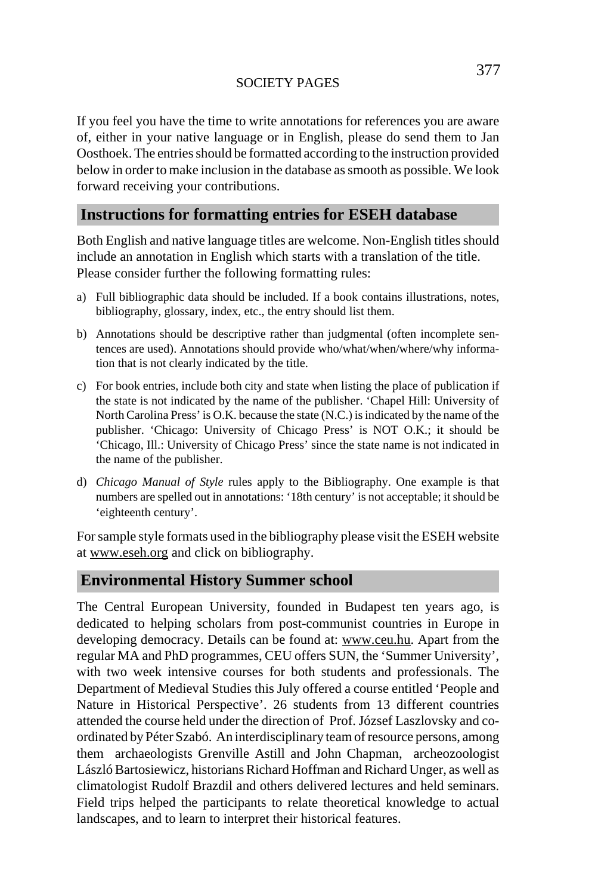If you feel you have the time to write annotations for references you are aware of, either in your native language or in English, please do send them to Jan Oosthoek. The entries should be formatted according to the instruction provided below in order to make inclusion in the database as smooth as possible. We look forward receiving your contributions.

## Instructions for formatting entries for ESEH database

Both English and native language titles are welcome. Non-English titles should include an annotation in English which starts with a translation of the title. Please consider further the following formatting rules:

a) Full bibliographic data should be included. If a book contains illustrations, notes, bibliography, glossary, index, etc., the entry should list them.

b) Annotations should be descriptive rather than judgmental (often incomplete sentences are used). Annotations should provide who/what/when/where/why information that is not clearly indicated by the title.

c) For book entries, include both city and state when listing the place of publication if the state is not indicated by the name of the publisher. 'Chapel Hill: University of North Carolina Press' is O.K. because the state (N.C.) is indicated by the name of the publisher. 'Chicago: University of Chicago Press' is NOT O.K.; it should be 'Chicago, Ill.: University of Chicago Press' since the state name is not indicated in the name of the publisher.

d) *Chicago Manual of Style* rules apply to the Bibliography. One example is that numbers are spelled out in annotations: '18th century' is not acceptable; it should be 'eighteenth century'.

For sample style formats used in the bibliography please visit the ESEH website at www.eseh.org and click on bibliography.

## Environmental History Summer school

The Central European University, founded in Budapest ten years ago, is dedicated to helping scholars from post-communist countries in Europe in developing democracy. Details can be found at: www.ceu.hu. Apart from the regular MA and PhD programmes, CEU offers SUN, the 'Summer University', with two week intensive courses for both students and professionals. The Department of Medieval Studies this July offered a course entitled 'People and Nature in Historical Perspective'. 26 students from 13 different countries attended the course held under the direction of Prof. József Laszlovsky and co-ordinated by Péter Szabó. An interdisciplinary team of resource persons, among them archaeologists Grenville Astill and John Chapman, archeozoologist László Bartosiewicz, historians Richard Hoffman and Richard Unger, as well as climatologist Rudolf Brazdil and others delivered lectures and held seminars. Field trips helped the participants to relate theoretical knowledge to actual landscapes, and to learn to interpret their historical features.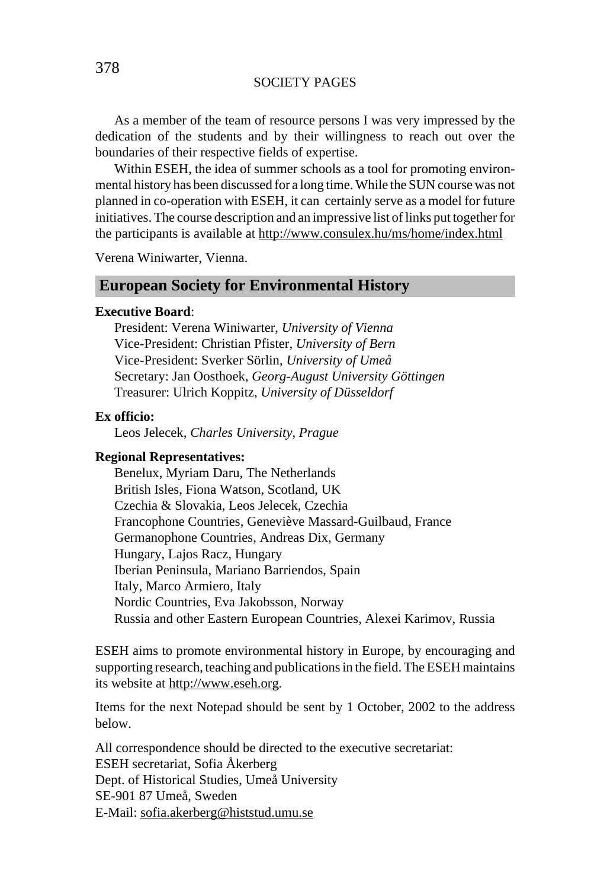As a member of the team of resource persons I was very impressed by the dedication of the students and by their willingness to reach out over the boundaries of their respective fields of expertise.

Within ESEH, the idea of summer schools as a tool for promoting environmental history has been discussed for a long time. While the SUN course was not planned in co-operation with ESEH, it can certainly serve as a model for future initiatives. The course description and an impressive list of links put together for the participants is available at http://www.consulex.hu/ms/home/index.html

Verena Winiwarter, Vienna.

## European Society for Environmental History

**Executive Board**:

President: Verena Winiwarter, *University of Vienna*
Vice-President: Christian Pfister, *University of Bern*
Vice-President: Sverker Sörlin, *University of Umeå*
Secretary: Jan Oosthoek, *Georg-August University Göttingen*
Treasurer: Ulrich Koppitz, *University of Düsseldorf*

**Ex officio:**

Leos Jelecek, *Charles University, Prague*

**Regional Representatives:**

Benelux, Myriam Daru, The Netherlands
British Isles, Fiona Watson, Scotland, UK
Czechia & Slovakia, Leos Jelecek, Czechia
Francophone Countries, Geneviève Massard-Guilbaud, France
Germanophone Countries, Andreas Dix, Germany
Hungary, Lajos Racz, Hungary
Iberian Peninsula, Mariano Barriendos, Spain
Italy, Marco Armiero, Italy
Nordic Countries, Eva Jakobsson, Norway
Russia and other Eastern European Countries, Alexei Karimov, Russia

ESEH aims to promote environmental history in Europe, by encouraging and supporting research, teaching and publications in the field. The ESEH maintains its website at http://www.eseh.org.

Items for the next Notepad should be sent by 1 October, 2002 to the address below.

All correspondence should be directed to the executive secretariat:
ESEH secretariat, Sofia Åkerberg
Dept. of Historical Studies, Umeå University
SE-901 87 Umeå, Sweden
E-Mail: sofia.akerberg@histstud.umu.se